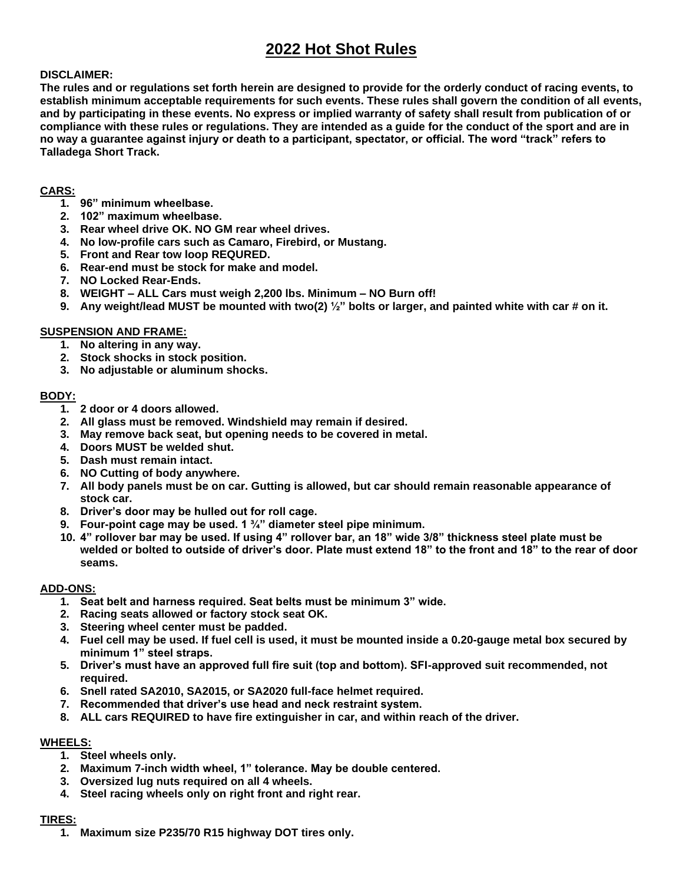# 2022 Hot Shot Rules

**DISCLAIMER:**
**The rules and or regulations set forth herein are designed to provide for the orderly conduct of racing events, to establish minimum acceptable requirements for such events. These rules shall govern the condition of all events, and by participating in these events. No express or implied warranty of safety shall result from publication of or compliance with these rules or regulations. They are intended as a guide for the conduct of the sport and are in no way a guarantee against injury or death to a participant, spectator, or official. The word "track" refers to Talladega Short Track.**

## CARS:

1. **96" minimum wheelbase.**
2. **102" maximum wheelbase.**
3. **Rear wheel drive OK. NO GM rear wheel drives.**
4. **No low-profile cars such as Camaro, Firebird, or Mustang.**
5. **Front and Rear tow loop REQURED.**
6. **Rear-end must be stock for make and model.**
7. **NO Locked Rear-Ends.**
8. **WEIGHT – ALL Cars must weigh 2,200 lbs. Minimum – NO Burn off!**
9. **Any weight/lead MUST be mounted with two(2) ½" bolts or larger, and painted white with car # on it.**

## SUSPENSION AND FRAME:

1. **No altering in any way.**
2. **Stock shocks in stock position.**
3. **No adjustable or aluminum shocks.**

## BODY:

1. **2 door or 4 doors allowed.**
2. **All glass must be removed. Windshield may remain if desired.**
3. **May remove back seat, but opening needs to be covered in metal.**
4. **Doors MUST be welded shut.**
5. **Dash must remain intact.**
6. **NO Cutting of body anywhere.**
7. **All body panels must be on car. Gutting is allowed, but car should remain reasonable appearance of stock car.**
8. **Driver's door may be hulled out for roll cage.**
9. **Four-point cage may be used. 1 ¾" diameter steel pipe minimum.**
10. **4" rollover bar may be used. If using 4" rollover bar, an 18" wide 3/8" thickness steel plate must be welded or bolted to outside of driver's door. Plate must extend 18" to the front and 18" to the rear of door seams.**

## ADD-ONS:

1. **Seat belt and harness required. Seat belts must be minimum 3" wide.**
2. **Racing seats allowed or factory stock seat OK.**
3. **Steering wheel center must be padded.**
4. **Fuel cell may be used. If fuel cell is used, it must be mounted inside a 0.20-gauge metal box secured by minimum 1" steel straps.**
5. **Driver's must have an approved full fire suit (top and bottom). SFI-approved suit recommended, not required.**
6. **Snell rated SA2010, SA2015, or SA2020 full-face helmet required.**
7. **Recommended that driver's use head and neck restraint system.**
8. **ALL cars REQUIRED to have fire extinguisher in car, and within reach of the driver.**

## WHEELS:

1. **Steel wheels only.**
2. **Maximum 7-inch width wheel, 1" tolerance. May be double centered.**
3. **Oversized lug nuts required on all 4 wheels.**
4. **Steel racing wheels only on right front and right rear.**

## TIRES:

1. **Maximum size P235/70 R15 highway DOT tires only.**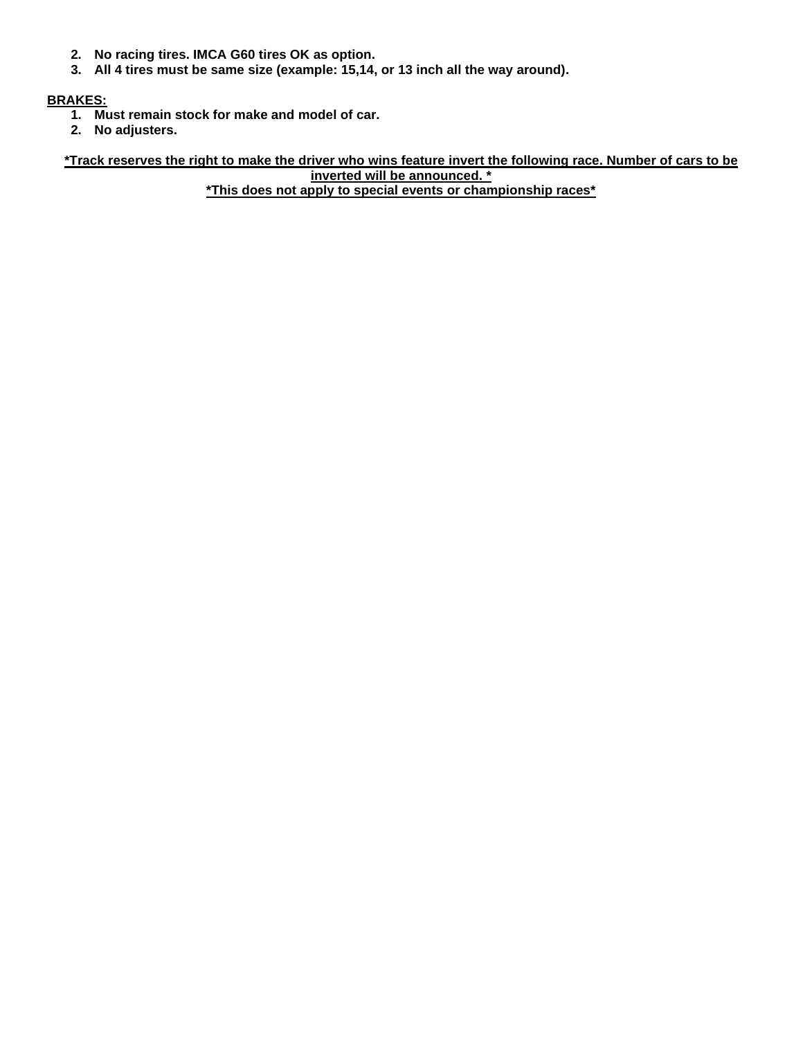2. **No racing tires. IMCA G60 tires OK as option.**
3. **All 4 tires must be same size (example: 15,14, or 13 inch all the way around).**

**<u>BRAKES:</u>**

1. **Must remain stock for make and model of car.**
2. **No adjusters.**

**<u>*Track reserves the right to make the driver who wins feature invert the following race. Number of cars to be inverted will be announced. *</u>**

**<u>*This does not apply to special events or championship races*</u>**